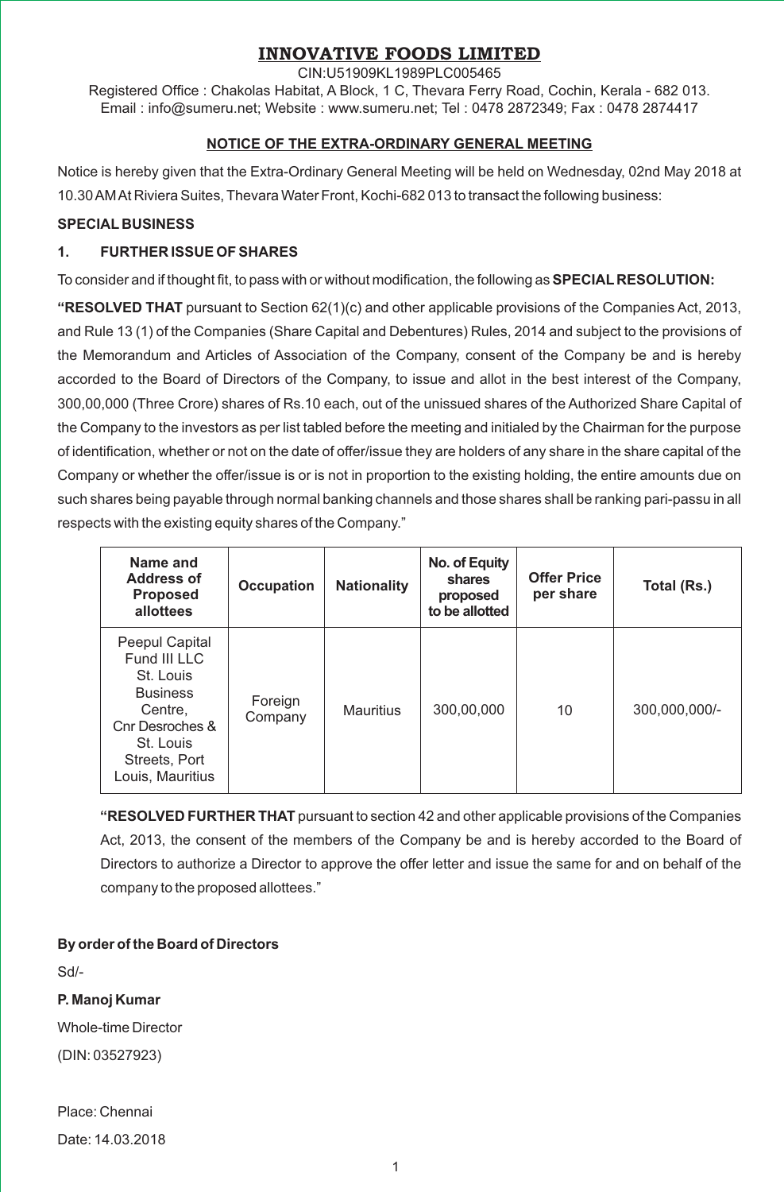# INNOVATIVE FOODS LIMITED

CIN:U51909KL1989PLC005465

Registered Office : Chakolas Habitat, A Block, 1 C, Thevara Ferry Road, Cochin, Kerala - 682 013.
Email : info@sumeru.net; Website : www.sumeru.net; Tel : 0478 2872349; Fax : 0478 2874417

## NOTICE OF THE EXTRA-ORDINARY GENERAL MEETING

Notice is hereby given that the Extra-Ordinary General Meeting will be held on Wednesday, 02nd May 2018 at 10.30 AM At Riviera Suites, Thevara Water Front, Kochi-682 013 to transact the following business:

**SPECIAL BUSINESS**

**1. FURTHER ISSUE OF SHARES**

To consider and if thought fit, to pass with or without modification, the following as **SPECIAL RESOLUTION:**

**"RESOLVED THAT** pursuant to Section 62(1)(c) and other applicable provisions of the Companies Act, 2013, and Rule 13 (1) of the Companies (Share Capital and Debentures) Rules, 2014 and subject to the provisions of the Memorandum and Articles of Association of the Company, consent of the Company be and is hereby accorded to the Board of Directors of the Company, to issue and allot in the best interest of the Company, 300,00,000 (Three Crore) shares of Rs.10 each, out of the unissued shares of the Authorized Share Capital of the Company to the investors as per list tabled before the meeting and initialed by the Chairman for the purpose of identification, whether or not on the date of offer/issue they are holders of any share in the share capital of the Company or whether the offer/issue is or is not in proportion to the existing holding, the entire amounts due on such shares being payable through normal banking channels and those shares shall be ranking pari-passu in all respects with the existing equity shares of the Company."

| Name and Address of Proposed allottees | Occupation | Nationality | No. of Equity shares proposed to be allotted | Offer Price per share | Total (Rs.) |
|---|---|---|---|---|---|
| Peepul Capital Fund III LLC St. Louis Business Centre, Cnr Desroches & St. Louis Streets, Port Louis, Mauritius | Foreign Company | Mauritius | 300,00,000 | 10 | 300,000,000/- |

**"RESOLVED FURTHER THAT** pursuant to section 42 and other applicable provisions of the Companies Act, 2013, the consent of the members of the Company be and is hereby accorded to the Board of Directors to authorize a Director to approve the offer letter and issue the same for and on behalf of the company to the proposed allottees."

**By order of the Board of Directors**

Sd/-

**P. Manoj Kumar**

Whole-time Director

(DIN: 03527923)

Place: Chennai

Date: 14.03.2018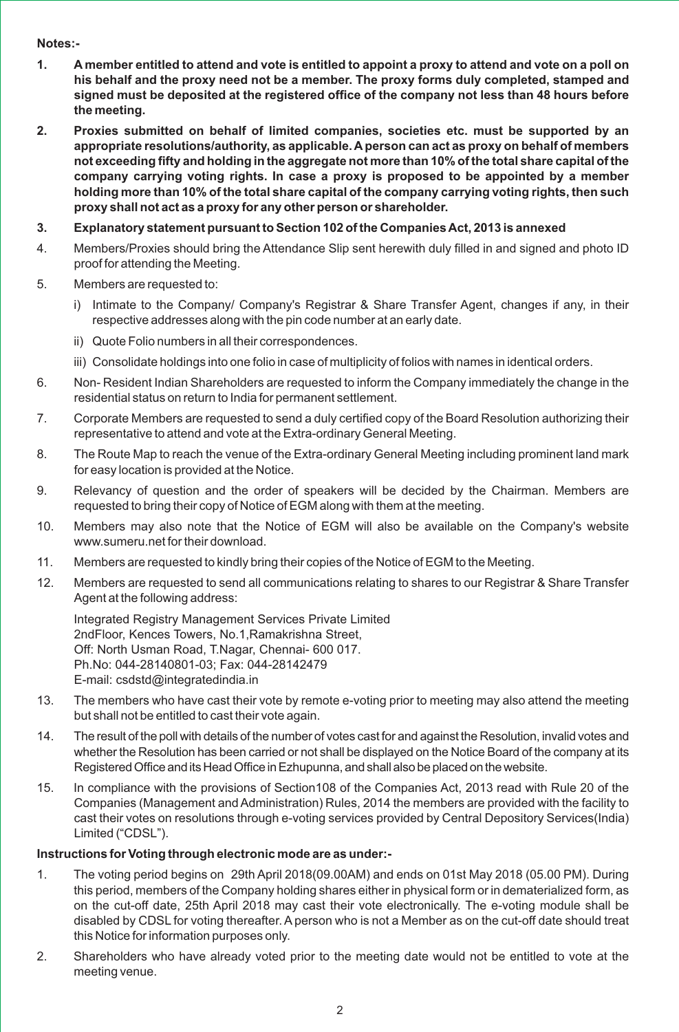**Notes:-**

1. **A member entitled to attend and vote is entitled to appoint a proxy to attend and vote on a poll on his behalf and the proxy need not be a member. The proxy forms duly completed, stamped and signed must be deposited at the registered office of the company not less than 48 hours before the meeting.**

2. **Proxies submitted on behalf of limited companies, societies etc. must be supported by an appropriate resolutions/authority, as applicable. A person can act as proxy on behalf of members not exceeding fifty and holding in the aggregate not more than 10% of the total share capital of the company carrying voting rights. In case a proxy is proposed to be appointed by a member holding more than 10% of the total share capital of the company carrying voting rights, then such proxy shall not act as a proxy for any other person or shareholder.**

3. **Explanatory statement pursuant to Section 102 of the Companies Act, 2013 is annexed**

4. Members/Proxies should bring the Attendance Slip sent herewith duly filled in and signed and photo ID proof for attending the Meeting.

5. Members are requested to:

   i) Intimate to the Company/ Company's Registrar & Share Transfer Agent, changes if any, in their respective addresses along with the pin code number at an early date.

   ii) Quote Folio numbers in all their correspondences.

   iii) Consolidate holdings into one folio in case of multiplicity of folios with names in identical orders.

6. Non- Resident Indian Shareholders are requested to inform the Company immediately the change in the residential status on return to India for permanent settlement.

7. Corporate Members are requested to send a duly certified copy of the Board Resolution authorizing their representative to attend and vote at the Extra-ordinary General Meeting.

8. The Route Map to reach the venue of the Extra-ordinary General Meeting including prominent land mark for easy location is provided at the Notice.

9. Relevancy of question and the order of speakers will be decided by the Chairman. Members are requested to bring their copy of Notice of EGM along with them at the meeting.

10. Members may also note that the Notice of EGM will also be available on the Company's website www.sumeru.net for their download.

11. Members are requested to kindly bring their copies of the Notice of EGM to the Meeting.

12. Members are requested to send all communications relating to shares to our Registrar & Share Transfer Agent at the following address:

    Integrated Registry Management Services Private Limited
    2ndFloor, Kences Towers, No.1,Ramakrishna Street,
    Off: North Usman Road, T.Nagar, Chennai- 600 017.
    Ph.No: 044-28140801-03; Fax: 044-28142479
    E-mail: csdstd@integratedindia.in

13. The members who have cast their vote by remote e-voting prior to meeting may also attend the meeting but shall not be entitled to cast their vote again.

14. The result of the poll with details of the number of votes cast for and against the Resolution, invalid votes and whether the Resolution has been carried or not shall be displayed on the Notice Board of the company at its Registered Office and its Head Office in Ezhupunna, and shall also be placed on the website.

15. In compliance with the provisions of Section108 of the Companies Act, 2013 read with Rule 20 of the Companies (Management and Administration) Rules, 2014 the members are provided with the facility to cast their votes on resolutions through e-voting services provided by Central Depository Services(India) Limited ("CDSL").

**Instructions for Voting through electronic mode are as under:-**

1. The voting period begins on 29th April 2018(09.00AM) and ends on 01st May 2018 (05.00 PM). During this period, members of the Company holding shares either in physical form or in dematerialized form, as on the cut-off date, 25th April 2018 may cast their vote electronically. The e-voting module shall be disabled by CDSL for voting thereafter. A person who is not a Member as on the cut-off date should treat this Notice for information purposes only.

2. Shareholders who have already voted prior to the meeting date would not be entitled to vote at the meeting venue.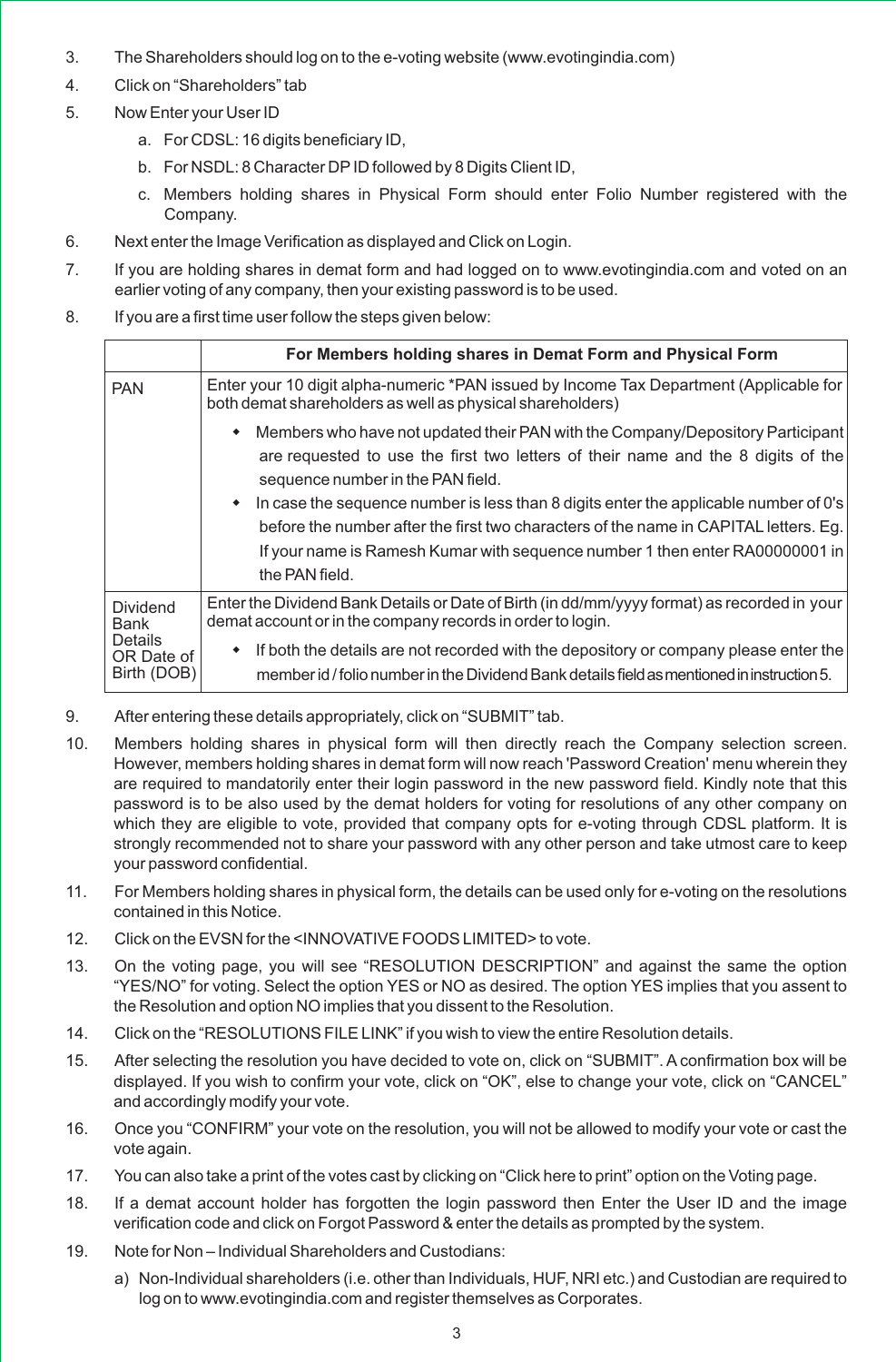3. The Shareholders should log on to the e-voting website (www.evotingindia.com)
4. Click on “Shareholders” tab
5. Now Enter your User ID
   a. For CDSL: 16 digits beneficiary ID,
   b. For NSDL: 8 Character DP ID followed by 8 Digits Client ID,
   c. Members holding shares in Physical Form should enter Folio Number registered with the Company.
6. Next enter the Image Verification as displayed and Click on Login.
7. If you are holding shares in demat form and had logged on to www.evotingindia.com and voted on an earlier voting of any company, then your existing password is to be used.
8. If you are a first time user follow the steps given below:

| | **For Members holding shares in Demat Form and Physical Form** |
|---|---|
| PAN | Enter your 10 digit alpha-numeric *PAN issued by Income Tax Department (Applicable for both demat shareholders as well as physical shareholders)<br>• Members who have not updated their PAN with the Company/Depository Participant are requested to use the first two letters of their name and the 8 digits of the sequence number in the PAN field.<br>• In case the sequence number is less than 8 digits enter the applicable number of 0's before the number after the first two characters of the name in CAPITAL letters. Eg. If your name is Ramesh Kumar with sequence number 1 then enter RA00000001 in the PAN field. |
| Dividend Bank Details OR Date of Birth (DOB) | Enter the Dividend Bank Details or Date of Birth (in dd/mm/yyyy format) as recorded in your demat account or in the company records in order to login.<br>• If both the details are not recorded with the depository or company please enter the member id / folio number in the Dividend Bank details field as mentioned in instruction 5. |

9. After entering these details appropriately, click on “SUBMIT” tab.
10. Members holding shares in physical form will then directly reach the Company selection screen. However, members holding shares in demat form will now reach 'Password Creation' menu wherein they are required to mandatorily enter their login password in the new password field. Kindly note that this password is to be also used by the demat holders for voting for resolutions of any other company on which they are eligible to vote, provided that company opts for e-voting through CDSL platform. It is strongly recommended not to share your password with any other person and take utmost care to keep your password confidential.
11. For Members holding shares in physical form, the details can be used only for e-voting on the resolutions contained in this Notice.
12. Click on the EVSN for the <INNOVATIVE FOODS LIMITED> to vote.
13. On the voting page, you will see “RESOLUTION DESCRIPTION” and against the same the option “YES/NO” for voting. Select the option YES or NO as desired. The option YES implies that you assent to the Resolution and option NO implies that you dissent to the Resolution.
14. Click on the “RESOLUTIONS FILE LINK” if you wish to view the entire Resolution details.
15. After selecting the resolution you have decided to vote on, click on “SUBMIT”. A confirmation box will be displayed. If you wish to confirm your vote, click on “OK”, else to change your vote, click on “CANCEL” and accordingly modify your vote.
16. Once you “CONFIRM” your vote on the resolution, you will not be allowed to modify your vote or cast the vote again.
17. You can also take a print of the votes cast by clicking on “Click here to print” option on the Voting page.
18. If a demat account holder has forgotten the login password then Enter the User ID and the image verification code and click on Forgot Password & enter the details as prompted by the system.
19. Note for Non – Individual Shareholders and Custodians:
   a) Non-Individual shareholders (i.e. other than Individuals, HUF, NRI etc.) and Custodian are required to log on to www.evotingindia.com and register themselves as Corporates.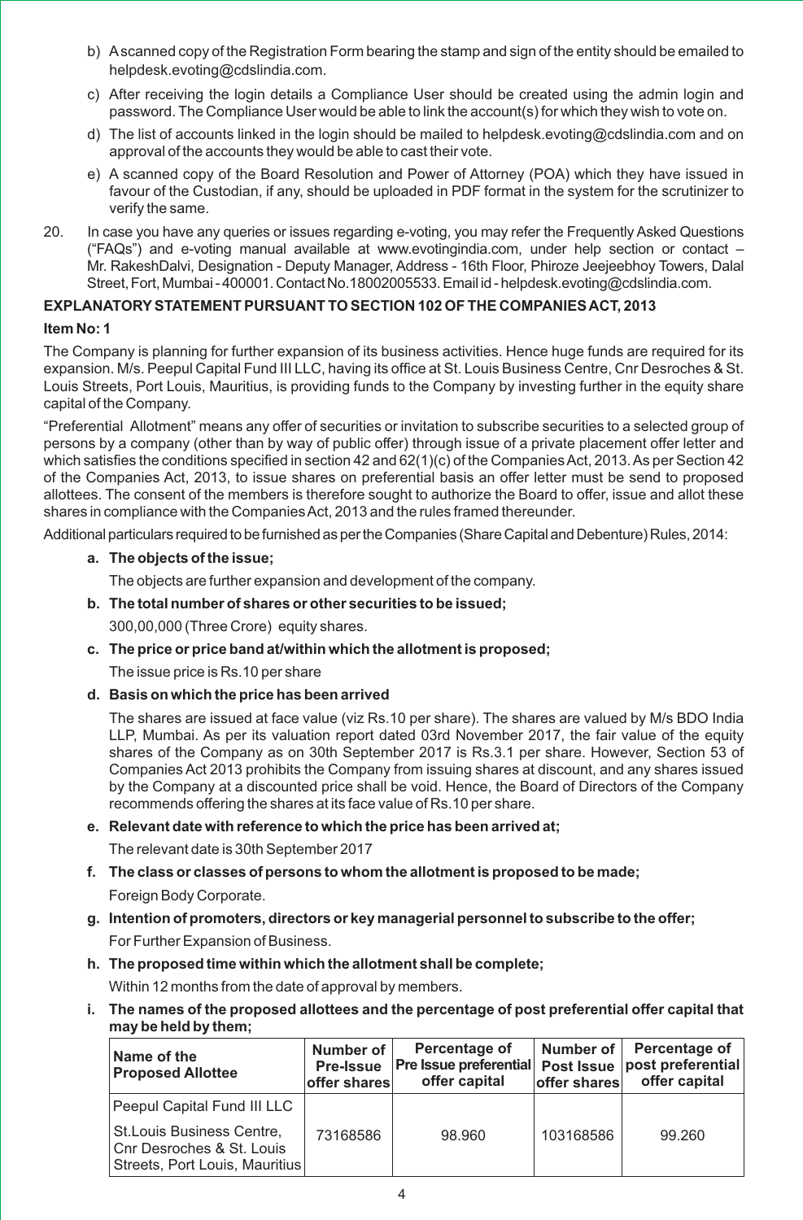b) A scanned copy of the Registration Form bearing the stamp and sign of the entity should be emailed to helpdesk.evoting@cdslindia.com.

c) After receiving the login details a Compliance User should be created using the admin login and password. The Compliance User would be able to link the account(s) for which they wish to vote on.

d) The list of accounts linked in the login should be mailed to helpdesk.evoting@cdslindia.com and on approval of the accounts they would be able to cast their vote.

e) A scanned copy of the Board Resolution and Power of Attorney (POA) which they have issued in favour of the Custodian, if any, should be uploaded in PDF format in the system for the scrutinizer to verify the same.

20. In case you have any queries or issues regarding e-voting, you may refer the Frequently Asked Questions ("FAQs") and e-voting manual available at www.evotingindia.com, under help section or contact – Mr. RakeshDalvi, Designation - Deputy Manager, Address - 16th Floor, Phiroze Jeejeebhoy Towers, Dalal Street, Fort, Mumbai - 400001. Contact No.18002005533. Email id - helpdesk.evoting@cdslindia.com.

**EXPLANATORY STATEMENT PURSUANT TO SECTION 102 OF THE COMPANIES ACT, 2013**

**Item No: 1**

The Company is planning for further expansion of its business activities. Hence huge funds are required for its expansion. M/s. Peepul Capital Fund III LLC, having its office at St. Louis Business Centre, Cnr Desroches & St. Louis Streets, Port Louis, Mauritius, is providing funds to the Company by investing further in the equity share capital of the Company.

"Preferential Allotment" means any offer of securities or invitation to subscribe securities to a selected group of persons by a company (other than by way of public offer) through issue of a private placement offer letter and which satisfies the conditions specified in section 42 and 62(1)(c) of the Companies Act, 2013. As per Section 42 of the Companies Act, 2013, to issue shares on preferential basis an offer letter must be send to proposed allottees. The consent of the members is therefore sought to authorize the Board to offer, issue and allot these shares in compliance with the Companies Act, 2013 and the rules framed thereunder.

Additional particulars required to be furnished as per the Companies (Share Capital and Debenture) Rules, 2014:

**a. The objects of the issue;**

The objects are further expansion and development of the company.

**b. The total number of shares or other securities to be issued;**

300,00,000 (Three Crore) equity shares.

**c. The price or price band at/within which the allotment is proposed;**

The issue price is Rs.10 per share

**d. Basis on which the price has been arrived**

The shares are issued at face value (viz Rs.10 per share). The shares are valued by M/s BDO India LLP, Mumbai. As per its valuation report dated 03rd November 2017, the fair value of the equity shares of the Company as on 30th September 2017 is Rs.3.1 per share. However, Section 53 of Companies Act 2013 prohibits the Company from issuing shares at discount, and any shares issued by the Company at a discounted price shall be void. Hence, the Board of Directors of the Company recommends offering the shares at its face value of Rs.10 per share.

**e. Relevant date with reference to which the price has been arrived at;**

The relevant date is 30th September 2017

**f. The class or classes of persons to whom the allotment is proposed to be made;**

Foreign Body Corporate.

**g. Intention of promoters, directors or key managerial personnel to subscribe to the offer;**

For Further Expansion of Business.

**h. The proposed time within which the allotment shall be complete;**

Within 12 months from the date of approval by members.

**i. The names of the proposed allottees and the percentage of post preferential offer capital that may be held by them;**

| Name of the Proposed Allottee | Number of Pre-Issue offer shares | Percentage of Pre Issue preferential offer capital | Number of Post Issue offer shares | Percentage of post preferential offer capital |
|---|---|---|---|---|
| Peepul Capital Fund III LLC<br>St.Louis Business Centre, Cnr Desroches & St. Louis Streets, Port Louis, Mauritius | 73168586 | 98.960 | 103168586 | 99.260 |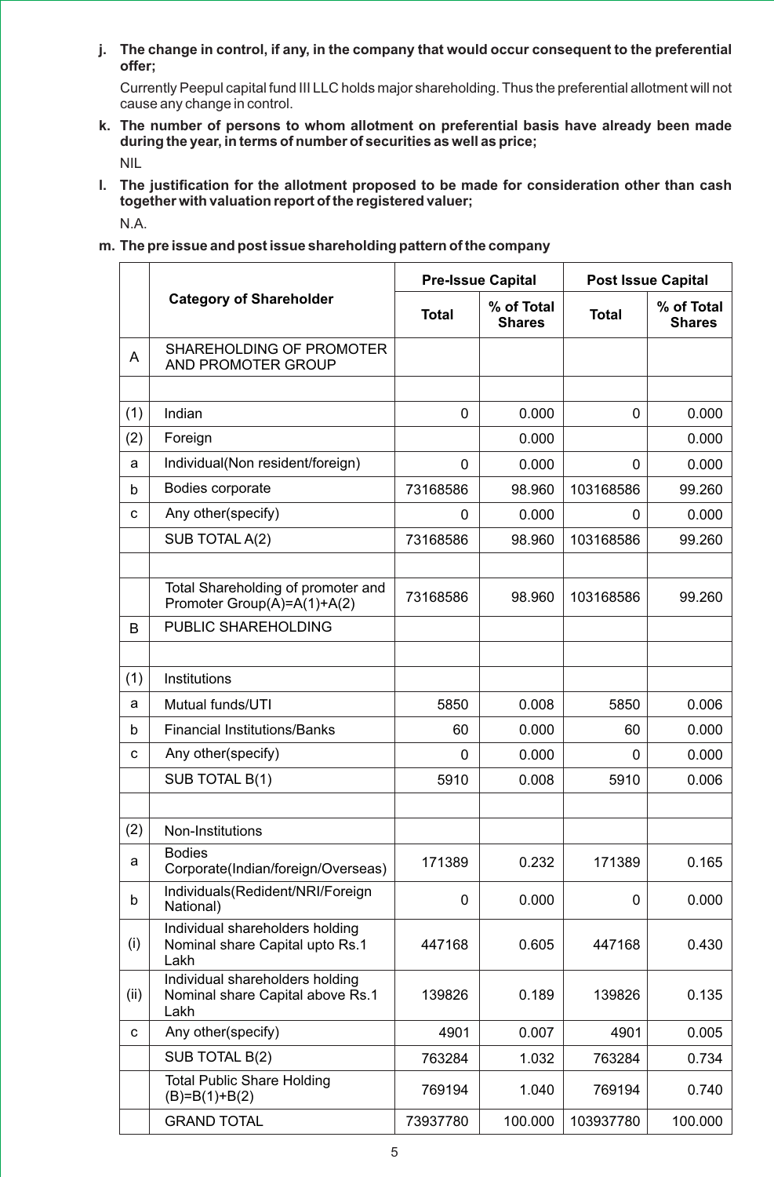**j. The change in control, if any, in the company that would occur consequent to the preferential offer;**

Currently Peepul capital fund III LLC holds major shareholding. Thus the preferential allotment will not cause any change in control.

**k. The number of persons to whom allotment on preferential basis have already been made during the year, in terms of number of securities as well as price;**

NIL

**l. The justification for the allotment proposed to be made for consideration other than cash together with valuation report of the registered valuer;**

N.A.

**m. The pre issue and post issue shareholding pattern of the company**

| | Category of Shareholder | Pre-Issue Capital | | Post Issue Capital | |
|---|---|---|---|---|---|
| | | Total | % of Total Shares | Total | % of Total Shares |
| A | SHAREHOLDING OF PROMOTER AND PROMOTER GROUP | | | | |
| | | | | | |
| (1) | Indian | 0 | 0.000 | 0 | 0.000 |
| (2) | Foreign | | 0.000 | | 0.000 |
| a | Individual(Non resident/foreign) | 0 | 0.000 | 0 | 0.000 |
| b | Bodies corporate | 73168586 | 98.960 | 103168586 | 99.260 |
| c | Any other(specify) | 0 | 0.000 | 0 | 0.000 |
| | SUB TOTAL A(2) | 73168586 | 98.960 | 103168586 | 99.260 |
| | | | | | |
| | Total Shareholding of promoter and Promoter Group(A)=A(1)+A(2) | 73168586 | 98.960 | 103168586 | 99.260 |
| B | PUBLIC SHAREHOLDING | | | | |
| | | | | | |
| (1) | Institutions | | | | |
| a | Mutual funds/UTI | 5850 | 0.008 | 5850 | 0.006 |
| b | Financial Institutions/Banks | 60 | 0.000 | 60 | 0.000 |
| c | Any other(specify) | 0 | 0.000 | 0 | 0.000 |
| | SUB TOTAL B(1) | 5910 | 0.008 | 5910 | 0.006 |
| | | | | | |
| (2) | Non-Institutions | | | | |
| a | Bodies Corporate(Indian/foreign/Overseas) | 171389 | 0.232 | 171389 | 0.165 |
| b | Individuals(Redident/NRI/Foreign National) | 0 | 0.000 | 0 | 0.000 |
| (i) | Individual shareholders holding Nominal share Capital upto Rs.1 Lakh | 447168 | 0.605 | 447168 | 0.430 |
| (ii) | Individual shareholders holding Nominal share Capital above Rs.1 Lakh | 139826 | 0.189 | 139826 | 0.135 |
| c | Any other(specify) | 4901 | 0.007 | 4901 | 0.005 |
| | SUB TOTAL B(2) | 763284 | 1.032 | 763284 | 0.734 |
| | Total Public Share Holding (B)=B(1)+B(2) | 769194 | 1.040 | 769194 | 0.740 |
| | GRAND TOTAL | 73937780 | 100.000 | 103937780 | 100.000 |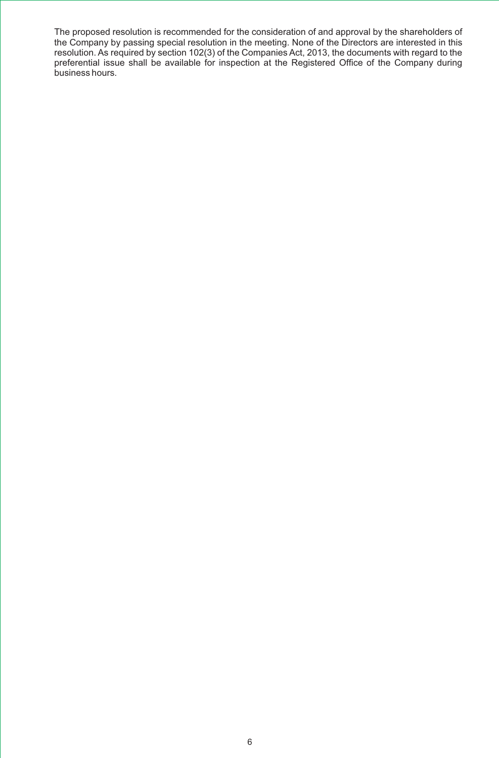The proposed resolution is recommended for the consideration of and approval by the shareholders of the Company by passing special resolution in the meeting. None of the Directors are interested in this resolution. As required by section 102(3) of the Companies Act, 2013, the documents with regard to the preferential issue shall be available for inspection at the Registered Office of the Company during business hours.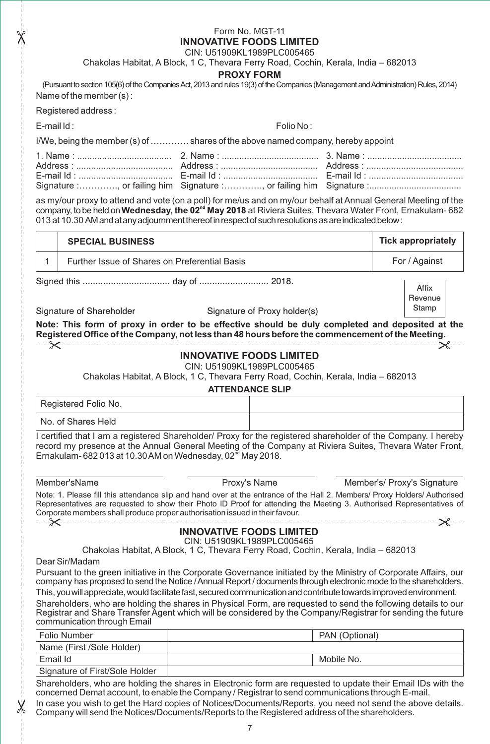Form No. MGT-11

# INNOVATIVE FOODS LIMITED

CIN: U51909KL1989PLC005465

Chakolas Habitat, A Block, 1 C, Thevara Ferry Road, Cochin, Kerala, India – 682013

## PROXY FORM

(Pursuant to section 105(6) of the Companies Act, 2013 and rules 19(3) of the Companies (Management and Administration) Rules, 2014)

Name of the member (s) :

Registered address :

E-mail Id : Folio No :

I/We, being the member (s) of …………. shares of the above named company, hereby appoint

| | | |
|---|---|---|
| 1. Name : ..................................... | 2. Name : ....................................... | 3. Name : ...................................... |
| Address : ...................................... | Address : ...................................... | Address : ...................................... |
| E-mail Id : ..................................... | E-mail Id : ..................................... | E-mail Id : ...................................... |
| Signature :…………., or failing him | Signature :…………., or failing him | Signature :..................................... |

as my/our proxy to attend and vote (on a poll) for me/us and on my/our behalf at Annual General Meeting of the company, to be held on **Wednesday, the 02nd May 2018** at Riviera Suites, Thevara Water Front, Ernakulam- 682 013 at 10.30 AM and at any adjournment thereof in respect of such resolutions as are indicated below :

| | SPECIAL BUSINESS | Tick appropriately |
|---|---|---|
| 1 | Further Issue of Shares on Preferential Basis | For / Against |

Signed this .................................. day of ........................... 2018.

Affix Revenue Stamp

Signature of Shareholder Signature of Proxy holder(s)

**Note: This form of proxy in order to be effective should be duly completed and deposited at the Registered Office of the Company, not less than 48 hours before the commencement of the Meeting.**

---

# INNOVATIVE FOODS LIMITED

CIN: U51909KL1989PLC005465

Chakolas Habitat, A Block, 1 C, Thevara Ferry Road, Cochin, Kerala, India – 682013

## ATTENDANCE SLIP

| Registered Folio No. | |
|---|---|
| No. of Shares Held | |

I certified that I am a registered Shareholder/ Proxy for the registered shareholder of the Company. I hereby record my presence at the Annual General Meeting of the Company at Riviera Suites, Thevara Water Front, Ernakulam- 682 013 at 10.30 AM on Wednesday, 02nd May 2018.

Member'sName Proxy's Name Member's/ Proxy's Signature

Note: 1. Please fill this attendance slip and hand over at the entrance of the Hall 2. Members/ Proxy Holders/ Authorised Representatives are requested to show their Photo ID Proof for attending the Meeting 3. Authorised Representatives of Corporate members shall produce proper authorisation issued in their favour.

---

# INNOVATIVE FOODS LIMITED

CIN: U51909KL1989PLC005465

Chakolas Habitat, A Block, 1 C, Thevara Ferry Road, Cochin, Kerala, India – 682013

Dear Sir/Madam

Pursuant to the green initiative in the Corporate Governance initiated by the Ministry of Corporate Affairs, our company has proposed to send the Notice / Annual Report / documents through electronic mode to the shareholders. This, you will appreciate, would facilitate fast, secured communication and contribute towards improved environment.

Shareholders, who are holding the shares in Physical Form, are requested to send the following details to our Registrar and Share Transfer Agent which will be considered by the Company/Registrar for sending the future communication through Email

| Folio Number | | PAN (Optional) |
|---|---|---|
| Name (First /Sole Holder) | | |
| Email Id | | Mobile No. |
| Signature of First/Sole Holder | | |

Shareholders, who are holding the shares in Electronic form are requested to update their Email IDs with the concerned Demat account, to enable the Company / Registrar to send communications through E-mail.

In case you wish to get the Hard copies of Notices/Documents/Reports, you need not send the above details. Company will send the Notices/Documents/Reports to the Registered address of the shareholders.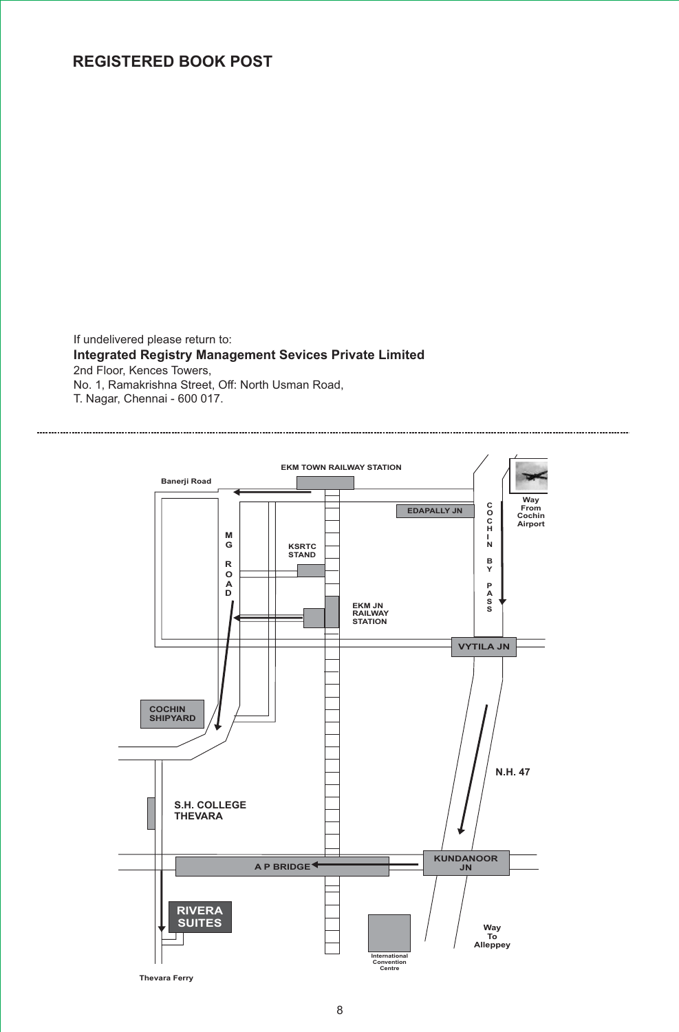**REGISTERED BOOK POST**

If undelivered please return to:
**Integrated Registry Management Sevices Private Limited**
2nd Floor, Kences Towers,
No. 1, Ramakrishna Street, Off: North Usman Road,
T. Nagar, Chennai - 600 017.

EKM TOWN RAILWAY STATION
Banerji Road
EDAPALLY JN
COCHIN BY PASS
Way From Cochin Airport
MG ROAD
KSRTC STAND
EKM JN RAILWAY STATION
VYTILA JN
COCHIN SHIPYARD
N.H. 47
S.H. COLLEGE THEVARA
A P BRIDGE
KUNDANOOR JN
RIVERA SUITES
International Convention Centre
Way To Alleppey
Thevara Ferry